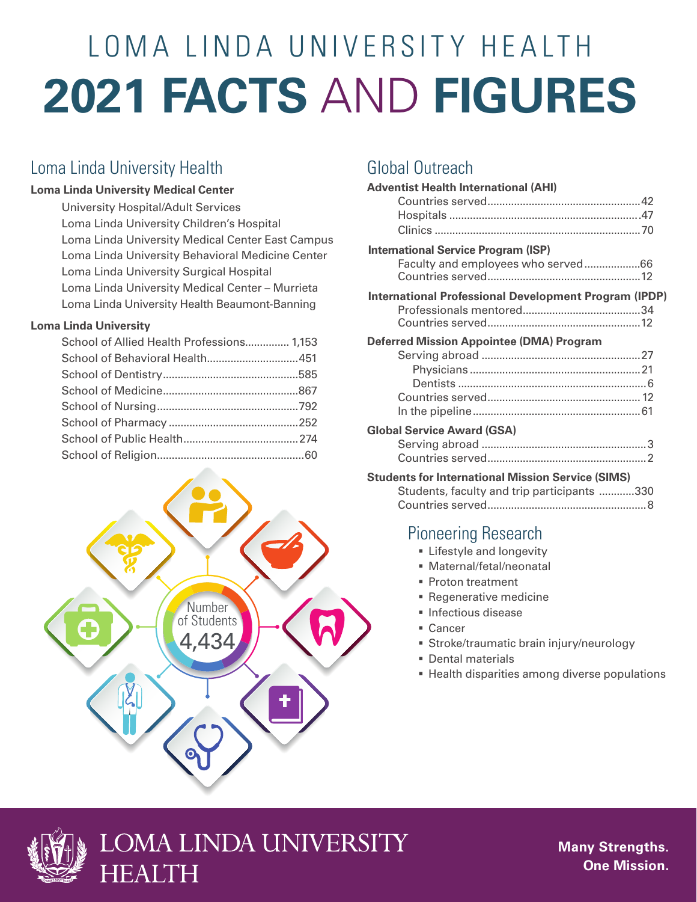# LOMA LINDA UNIVERSITY HEALTH

# 2021 FACTS AND FIGURES

## Loma Linda University Health

**Loma Linda University Medical Center**

- University Hospital/Adult Services
- Loma Linda University Children's Hospital
- Loma Linda University Medical Center East Campus
- Loma Linda University Behavioral Medicine Center
- Loma Linda University Surgical Hospital
- Loma Linda University Medical Center – Murrieta
- Loma Linda University Health Beaumont-Banning

**Loma Linda University**

| School | Number |
|---|---|
| School of Allied Health Professions | 1,153 |
| School of Behavioral Health | 451 |
| School of Dentistry | 585 |
| School of Medicine | 867 |
| School of Nursing | 792 |
| School of Pharmacy | 252 |
| School of Public Health | 274 |
| School of Religion | 60 |

Number of Students 4,434

## Global Outreach

**Adventist Health International (AHI)**

| | |
|---|---|
| Countries served | 42 |
| Hospitals | 47 |
| Clinics | 70 |

**International Service Program (ISP)**

| | |
|---|---|
| Faculty and employees who served | 66 |
| Countries served | 12 |

**International Professional Development Program (IPDP)**

| | |
|---|---|
| Professionals mentored | 34 |
| Countries served | 12 |

**Deferred Mission Appointee (DMA) Program**

| | |
|---|---|
| Serving abroad | 27 |
| Physicians | 21 |
| Dentists | 6 |
| Countries served | 12 |
| In the pipeline | 61 |

**Global Service Award (GSA)**

| | |
|---|---|
| Serving abroad | 3 |
| Countries served | 2 |

**Students for International Mission Service (SIMS)**

| | |
|---|---|
| Students, faculty and trip participants | 330 |
| Countries served | 8 |

## Pioneering Research

- Lifestyle and longevity
- Maternal/fetal/neonatal
- Proton treatment
- Regenerative medicine
- Infectious disease
- Cancer
- Stroke/traumatic brain injury/neurology
- Dental materials
- Health disparities among diverse populations

LOMA LINDA UNIVERSITY HEALTH

**Many Strengths. One Mission.**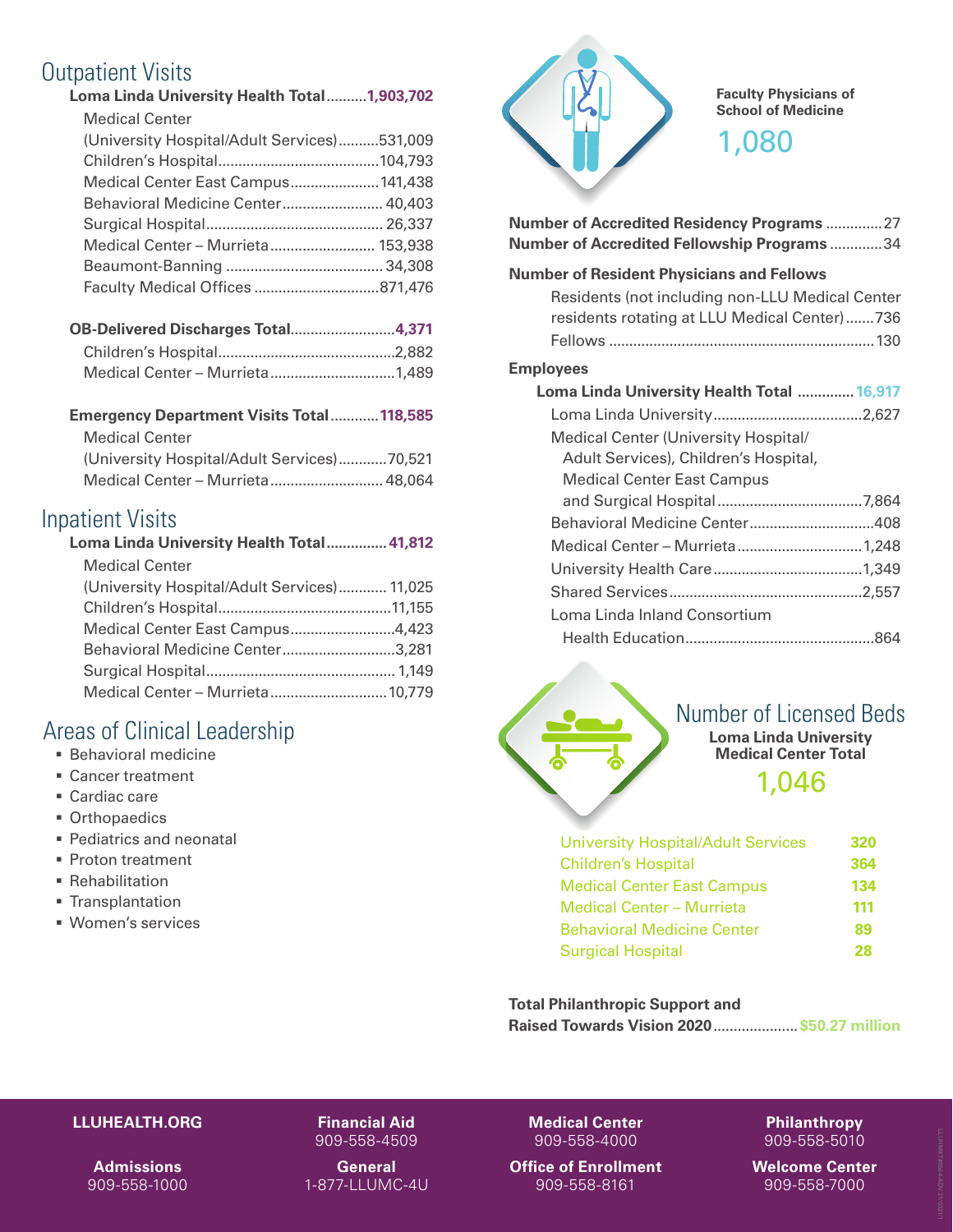## Outpatient Visits

**Loma Linda University Health Total**..........**1,903,702**

- Medical Center (University Hospital/Adult Services)..........531,009
- Children's Hospital........................................104,793
- Medical Center East Campus......................141,438
- Behavioral Medicine Center......................... 40,403
- Surgical Hospital............................................ 26,337
- Medical Center – Murrieta.......................... 153,938
- Beaumont-Banning ....................................... 34,308
- Faculty Medical Offices ...............................871,476

**OB-Delivered Discharges Total**..........................**4,371**

- Children's Hospital............................................2,882
- Medical Center – Murrieta...............................1,489

**Emergency Department Visits Total**............**118,585**

- Medical Center (University Hospital/Adult Services)............70,521
- Medical Center – Murrieta............................ 48,064

## Inpatient Visits

**Loma Linda University Health Total**...............**41,812**

- Medical Center (University Hospital/Adult Services)............ 11,025
- Children's Hospital...........................................11,155
- Medical Center East Campus..........................4,423
- Behavioral Medicine Center............................3,281
- Surgical Hospital............................................... 1,149
- Medical Center – Murrieta.............................10,779

## Areas of Clinical Leadership

- Behavioral medicine
- Cancer treatment
- Cardiac care
- Orthopaedics
- Pediatrics and neonatal
- Proton treatment
- Rehabilitation
- Transplantation
- Women's services

**Faculty Physicians of School of Medicine**

1,080

**Number of Accredited Residency Programs** ..............27

**Number of Accredited Fellowship Programs** .............34

**Number of Resident Physicians and Fellows**

- Residents (not including non-LLU Medical Center residents rotating at LLU Medical Center).......736
- Fellows .................................................................130

**Employees**

**Loma Linda University Health Total** .............. **16,917**

- Loma Linda University.....................................2,627
- Medical Center (University Hospital/ Adult Services), Children's Hospital, Medical Center East Campus and Surgical Hospital....................................7,864
- Behavioral Medicine Center...............................408
- Medical Center – Murrieta...............................1,248
- University Health Care.....................................1,349
- Shared Services................................................2,557
- Loma Linda Inland Consortium Health Education...............................................864

## Number of Licensed Beds

**Loma Linda University Medical Center Total**

1,046

| | |
|---|---|
| University Hospital/Adult Services | 320 |
| Children's Hospital | 364 |
| Medical Center East Campus | 134 |
| Medical Center – Murrieta | 111 |
| Behavioral Medicine Center | 89 |
| Surgical Hospital | 28 |

**Total Philanthropic Support and Raised Towards Vision 2020**..................... **$50.27 million**

**LLUHEALTH.ORG**

**Admissions**
909-558-1000

**Financial Aid**
909-558-4509

**General**
1-877-LLUMC-4U

**Medical Center**
909-558-4000

**Office of Enrollment**
909-558-8161

**Philanthropy**
909-558-5010

**Welcome Center**
909-558-7000